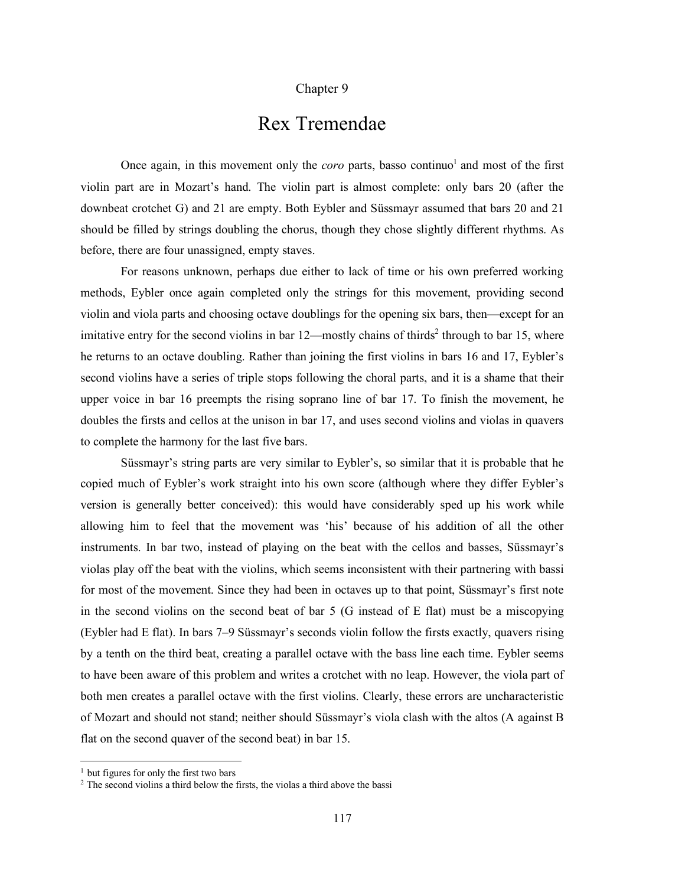Chapter 9

# Rex Tremendae

Once again, in this movement only the *coro* parts, basso continuo[1] and most of the first violin part are in Mozart's hand. The violin part is almost complete: only bars 20 (after the downbeat crotchet G) and 21 are empty. Both Eybler and Süssmayr assumed that bars 20 and 21 should be filled by strings doubling the chorus, though they chose slightly different rhythms. As before, there are four unassigned, empty staves.

For reasons unknown, perhaps due either to lack of time or his own preferred working methods, Eybler once again completed only the strings for this movement, providing second violin and viola parts and choosing octave doublings for the opening six bars, then—except for an imitative entry for the second violins in bar 12—mostly chains of thirds[2] through to bar 15, where he returns to an octave doubling. Rather than joining the first violins in bars 16 and 17, Eybler's second violins have a series of triple stops following the choral parts, and it is a shame that their upper voice in bar 16 preempts the rising soprano line of bar 17. To finish the movement, he doubles the firsts and cellos at the unison in bar 17, and uses second violins and violas in quavers to complete the harmony for the last five bars.

Süssmayr's string parts are very similar to Eybler's, so similar that it is probable that he copied much of Eybler's work straight into his own score (although where they differ Eybler's version is generally better conceived): this would have considerably sped up his work while allowing him to feel that the movement was 'his' because of his addition of all the other instruments. In bar two, instead of playing on the beat with the cellos and basses, Süssmayr's violas play off the beat with the violins, which seems inconsistent with their partnering with bassi for most of the movement. Since they had been in octaves up to that point, Süssmayr's first note in the second violins on the second beat of bar 5 (G instead of E flat) must be a miscopying (Eybler had E flat). In bars 7–9 Süssmayr's seconds violin follow the firsts exactly, quavers rising by a tenth on the third beat, creating a parallel octave with the bass line each time. Eybler seems to have been aware of this problem and writes a crotchet with no leap. However, the viola part of both men creates a parallel octave with the first violins. Clearly, these errors are uncharacteristic of Mozart and should not stand; neither should Süssmayr's viola clash with the altos (A against B flat on the second quaver of the second beat) in bar 15.

---

[1] but figures for only the first two bars

[2] The second violins a third below the firsts, the violas a third above the bassi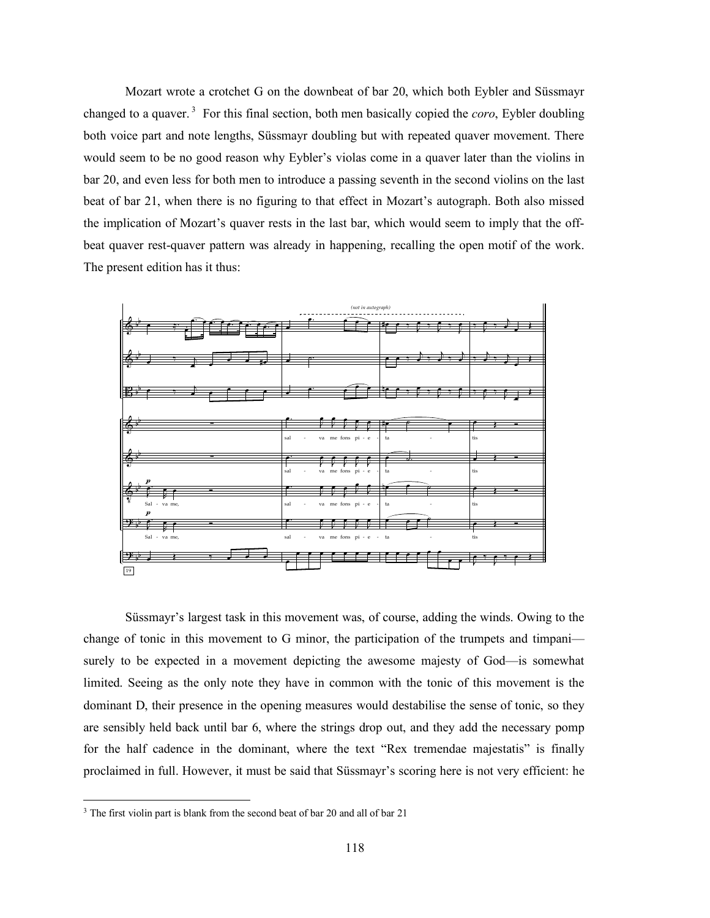Mozart wrote a crotchet G on the downbeat of bar 20, which both Eybler and Süssmayr changed to a quaver.[3] For this final section, both men basically copied the *coro*, Eybler doubling both voice part and note lengths, Süssmayr doubling but with repeated quaver movement. There would seem to be no good reason why Eybler's violas come in a quaver later than the violins in bar 20, and even less for both men to introduce a passing seventh in the second violins on the last beat of bar 21, when there is no figuring to that effect in Mozart's autograph. Both also missed the implication of Mozart's quaver rests in the last bar, which would seem to imply that the off-beat quaver rest-quaver pattern was already in happening, recalling the open motif of the work. The present edition has it thus:

Süssmayr's largest task in this movement was, of course, adding the winds. Owing to the change of tonic in this movement to G minor, the participation of the trumpets and timpani—surely to be expected in a movement depicting the awesome majesty of God—is somewhat limited. Seeing as the only note they have in common with the tonic of this movement is the dominant D, their presence in the opening measures would destabilise the sense of tonic, so they are sensibly held back until bar 6, where the strings drop out, and they add the necessary pomp for the half cadence in the dominant, where the text "Rex tremendae majestatis" is finally proclaimed in full. However, it must be said that Süssmayr's scoring here is not very efficient: he

[3] The first violin part is blank from the second beat of bar 20 and all of bar 21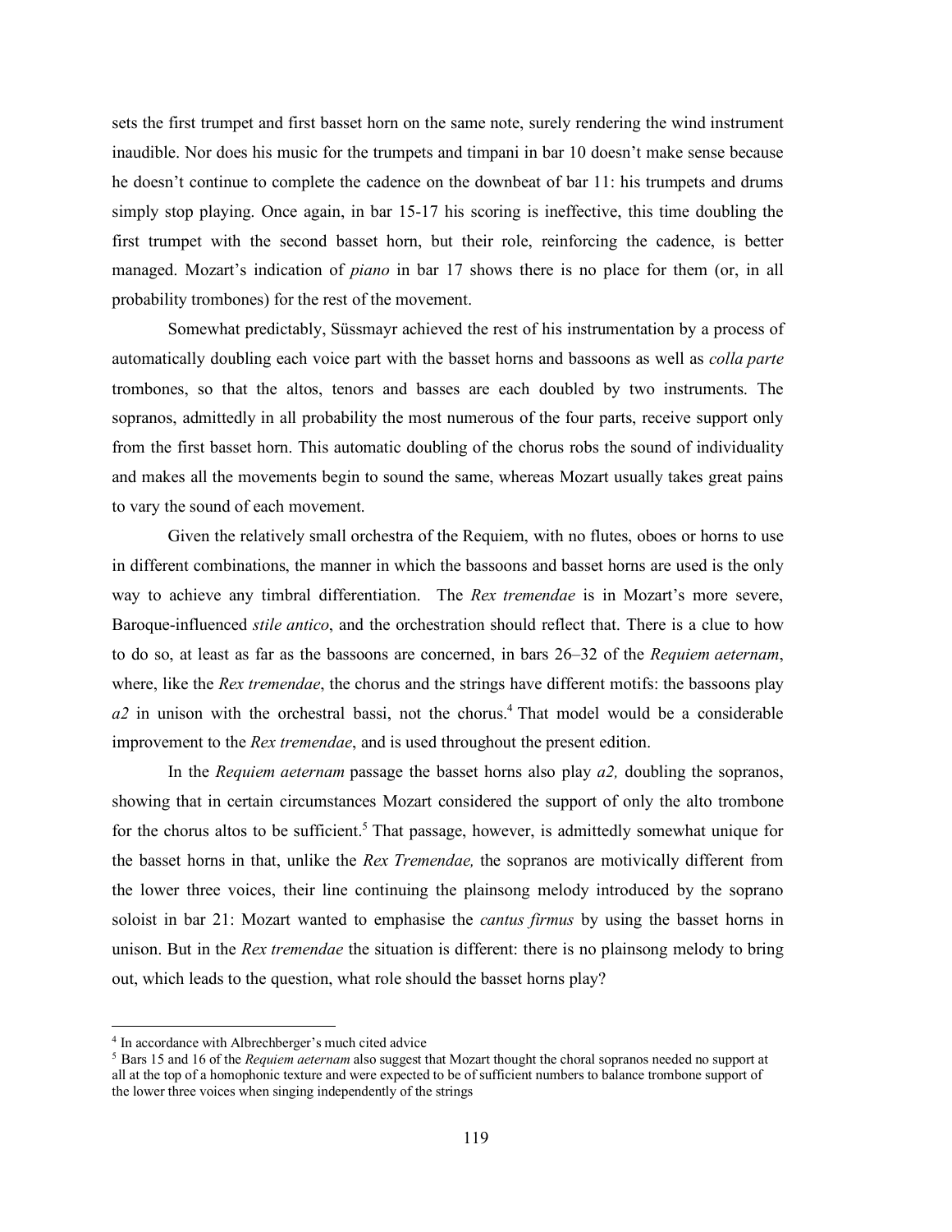sets the first trumpet and first basset horn on the same note, surely rendering the wind instrument inaudible. Nor does his music for the trumpets and timpani in bar 10 doesn't make sense because he doesn't continue to complete the cadence on the downbeat of bar 11: his trumpets and drums simply stop playing. Once again, in bar 15-17 his scoring is ineffective, this time doubling the first trumpet with the second basset horn, but their role, reinforcing the cadence, is better managed. Mozart's indication of *piano* in bar 17 shows there is no place for them (or, in all probability trombones) for the rest of the movement.

Somewhat predictably, Süssmayr achieved the rest of his instrumentation by a process of automatically doubling each voice part with the basset horns and bassoons as well as *colla parte* trombones, so that the altos, tenors and basses are each doubled by two instruments. The sopranos, admittedly in all probability the most numerous of the four parts, receive support only from the first basset horn. This automatic doubling of the chorus robs the sound of individuality and makes all the movements begin to sound the same, whereas Mozart usually takes great pains to vary the sound of each movement.

Given the relatively small orchestra of the Requiem, with no flutes, oboes or horns to use in different combinations, the manner in which the bassoons and basset horns are used is the only way to achieve any timbral differentiation. The *Rex tremendae* is in Mozart's more severe, Baroque-influenced *stile antico*, and the orchestration should reflect that. There is a clue to how to do so, at least as far as the bassoons are concerned, in bars 26–32 of the *Requiem aeternam*, where, like the *Rex tremendae*, the chorus and the strings have different motifs: the bassoons play *a2* in unison with the orchestral bassi, not the chorus.[4] That model would be a considerable improvement to the *Rex tremendae*, and is used throughout the present edition.

In the *Requiem aeternam* passage the basset horns also play *a2,* doubling the sopranos, showing that in certain circumstances Mozart considered the support of only the alto trombone for the chorus altos to be sufficient.[5] That passage, however, is admittedly somewhat unique for the basset horns in that, unlike the *Rex Tremendae,* the sopranos are motivically different from the lower three voices, their line continuing the plainsong melody introduced by the soprano soloist in bar 21: Mozart wanted to emphasise the *cantus firmus* by using the basset horns in unison. But in the *Rex tremendae* the situation is different: there is no plainsong melody to bring out, which leads to the question, what role should the basset horns play?

---

[4] In accordance with Albrechberger's much cited advice

[5] Bars 15 and 16 of the *Requiem aeternam* also suggest that Mozart thought the choral sopranos needed no support at all at the top of a homophonic texture and were expected to be of sufficient numbers to balance trombone support of the lower three voices when singing independently of the strings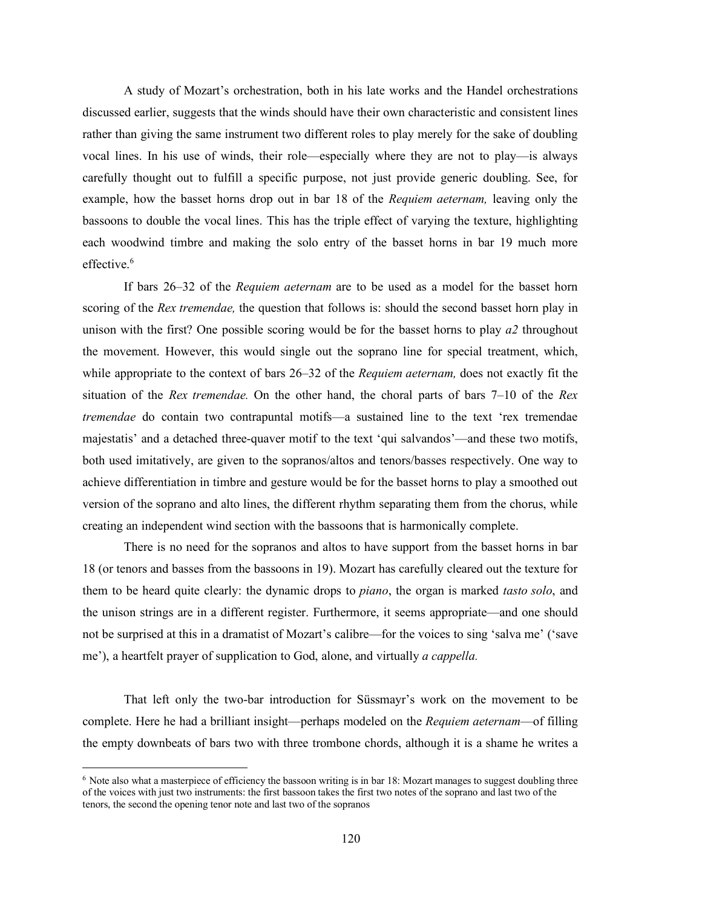A study of Mozart's orchestration, both in his late works and the Handel orchestrations discussed earlier, suggests that the winds should have their own characteristic and consistent lines rather than giving the same instrument two different roles to play merely for the sake of doubling vocal lines. In his use of winds, their role—especially where they are not to play—is always carefully thought out to fulfill a specific purpose, not just provide generic doubling. See, for example, how the basset horns drop out in bar 18 of the *Requiem aeternam,* leaving only the bassoons to double the vocal lines. This has the triple effect of varying the texture, highlighting each woodwind timbre and making the solo entry of the basset horns in bar 19 much more effective.[6]

If bars 26–32 of the *Requiem aeternam* are to be used as a model for the basset horn scoring of the *Rex tremendae,* the question that follows is: should the second basset horn play in unison with the first? One possible scoring would be for the basset horns to play *a2* throughout the movement. However, this would single out the soprano line for special treatment, which, while appropriate to the context of bars 26–32 of the *Requiem aeternam,* does not exactly fit the situation of the *Rex tremendae.* On the other hand, the choral parts of bars 7–10 of the *Rex tremendae* do contain two contrapuntal motifs—a sustained line to the text 'rex tremendae majestatis' and a detached three-quaver motif to the text 'qui salvandos'—and these two motifs, both used imitatively, are given to the sopranos/altos and tenors/basses respectively. One way to achieve differentiation in timbre and gesture would be for the basset horns to play a smoothed out version of the soprano and alto lines, the different rhythm separating them from the chorus, while creating an independent wind section with the bassoons that is harmonically complete.

There is no need for the sopranos and altos to have support from the basset horns in bar 18 (or tenors and basses from the bassoons in 19). Mozart has carefully cleared out the texture for them to be heard quite clearly: the dynamic drops to *piano*, the organ is marked *tasto solo*, and the unison strings are in a different register. Furthermore, it seems appropriate—and one should not be surprised at this in a dramatist of Mozart's calibre—for the voices to sing 'salva me' ('save me'), a heartfelt prayer of supplication to God, alone, and virtually *a cappella.*

That left only the two-bar introduction for Süssmayr's work on the movement to be complete. Here he had a brilliant insight—perhaps modeled on the *Requiem aeternam*—of filling the empty downbeats of bars two with three trombone chords, although it is a shame he writes a

[6] Note also what a masterpiece of efficiency the bassoon writing is in bar 18: Mozart manages to suggest doubling three of the voices with just two instruments: the first bassoon takes the first two notes of the soprano and last two of the tenors, the second the opening tenor note and last two of the sopranos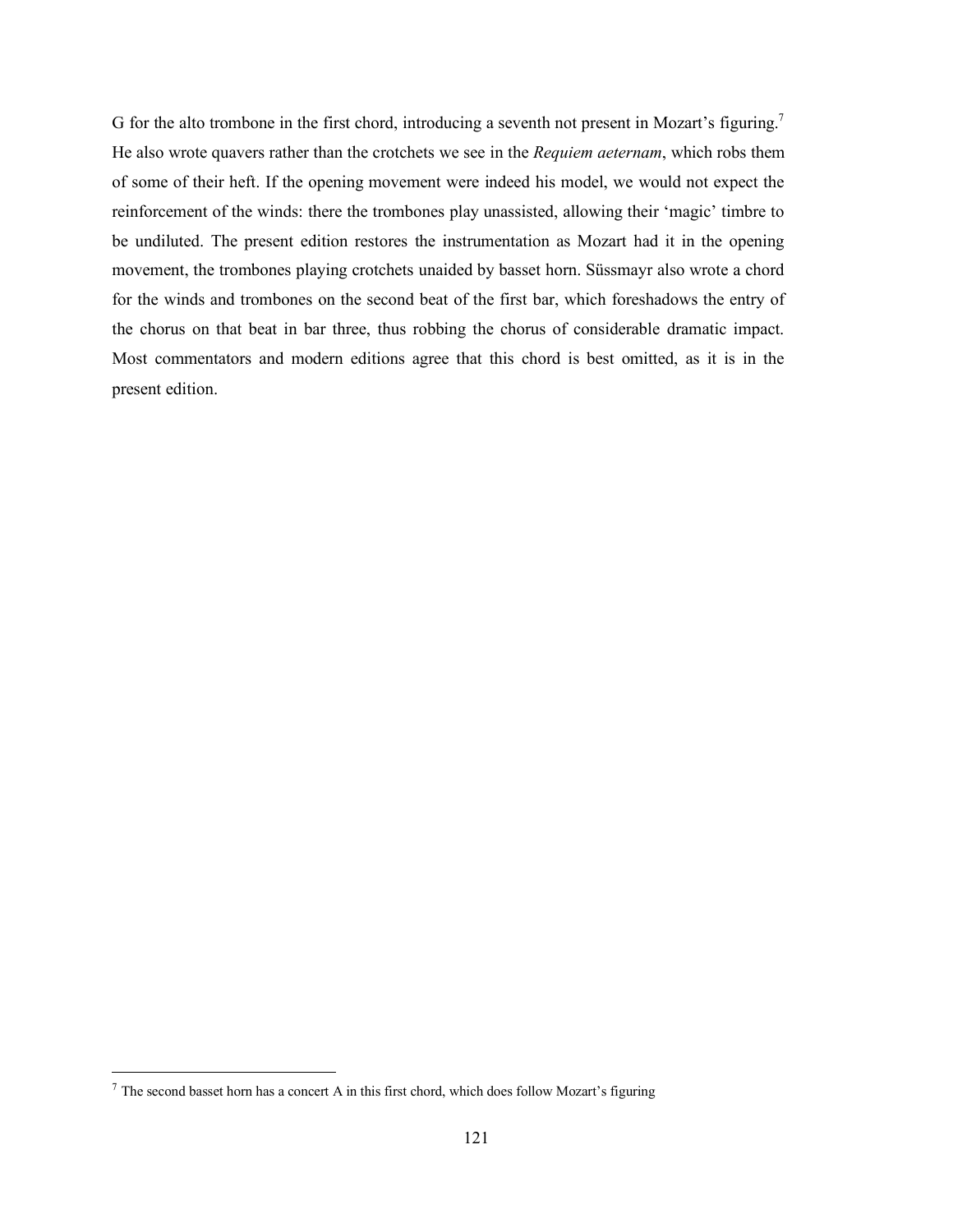G for the alto trombone in the first chord, introducing a seventh not present in Mozart's figuring.[7] He also wrote quavers rather than the crotchets we see in the *Requiem aeternam*, which robs them of some of their heft. If the opening movement were indeed his model, we would not expect the reinforcement of the winds: there the trombones play unassisted, allowing their 'magic' timbre to be undiluted. The present edition restores the instrumentation as Mozart had it in the opening movement, the trombones playing crotchets unaided by basset horn. Süssmayr also wrote a chord for the winds and trombones on the second beat of the first bar, which foreshadows the entry of the chorus on that beat in bar three, thus robbing the chorus of considerable dramatic impact. Most commentators and modern editions agree that this chord is best omitted, as it is in the present edition.

[7] The second basset horn has a concert A in this first chord, which does follow Mozart's figuring